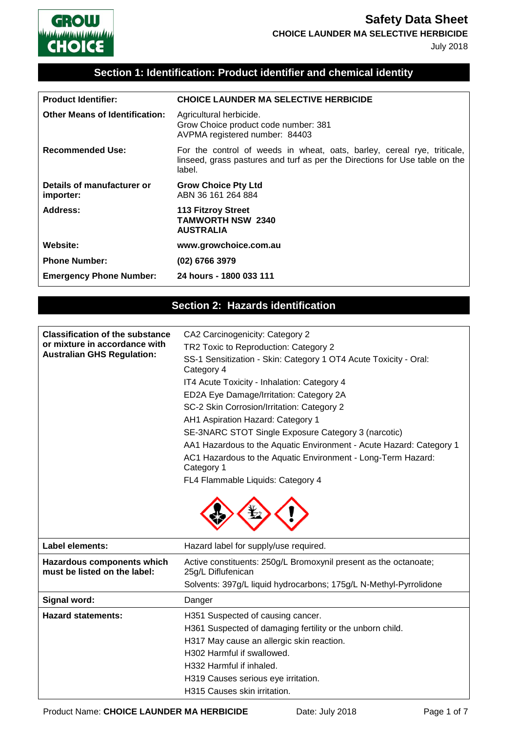# Safety Data Sheet

**CHOICE LAUNDER MA SELECTIVE HERBICIDE**

July 2018

## Section 1: Identification: Product identifier and chemical identity

| | |
|---|---|
| **Product Identifier:** | **CHOICE LAUNDER MA SELECTIVE HERBICIDE** |
| **Other Means of Identification:** | Agricultural herbicide.<br>Grow Choice product code number: 381<br>AVPMA registered number: 84403 |
| **Recommended Use:** | For the control of weeds in wheat, oats, barley, cereal rye, triticale, linseed, grass pastures and turf as per the Directions for Use table on the label. |
| **Details of manufacturer or importer:** | **Grow Choice Pty Ltd**<br>ABN 36 161 264 884 |
| **Address:** | **113 Fitzroy Street**<br>**TAMWORTH NSW 2340**<br>**AUSTRALIA** |
| **Website:** | **www.growchoice.com.au** |
| **Phone Number:** | **(02) 6766 3979** |
| **Emergency Phone Number:** | **24 hours - 1800 033 111** |

## Section 2: Hazards identification

| | |
|---|---|
| **Classification of the substance or mixture in accordance with Australian GHS Regulation:** | CA2 Carcinogenicity: Category 2<br>TR2 Toxic to Reproduction: Category 2<br>SS-1 Sensitization - Skin: Category 1 OT4 Acute Toxicity - Oral: Category 4<br>IT4 Acute Toxicity - Inhalation: Category 4<br>ED2A Eye Damage/Irritation: Category 2A<br>SC-2 Skin Corrosion/Irritation: Category 2<br>AH1 Aspiration Hazard: Category 1<br>SE-3NARC STOT Single Exposure Category 3 (narcotic)<br>AA1 Hazardous to the Aquatic Environment - Acute Hazard: Category 1<br>AC1 Hazardous to the Aquatic Environment - Long-Term Hazard: Category 1<br>FL4 Flammable Liquids: Category 4 |
| **Label elements:** | Hazard label for supply/use required. |
| **Hazardous components which must be listed on the label:** | Active constituents: 250g/L Bromoxynil present as the octanoate; 25g/L Diflufenican<br>Solvents: 397g/L liquid hydrocarbons; 175g/L N-Methyl-Pyrrolidone |
| **Signal word:** | Danger |
| **Hazard statements:** | H351 Suspected of causing cancer.<br>H361 Suspected of damaging fertility or the unborn child.<br>H317 May cause an allergic skin reaction.<br>H302 Harmful if swallowed.<br>H332 Harmful if inhaled.<br>H319 Causes serious eye irritation.<br>H315 Causes skin irritation. |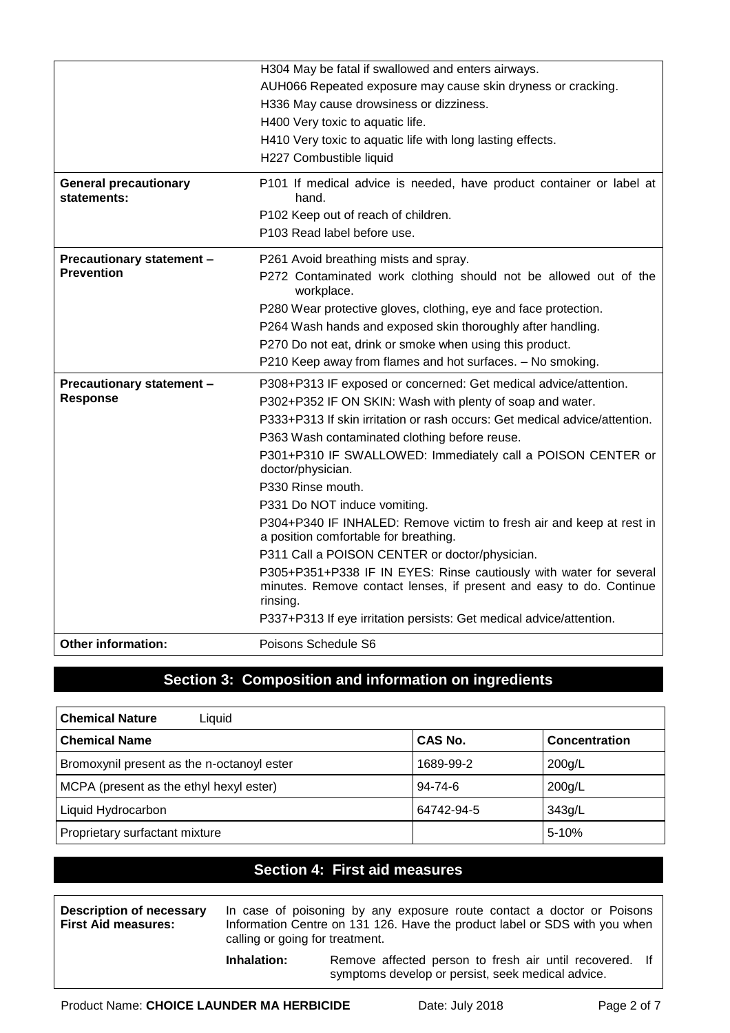| | |
|---|---|
| | H304 May be fatal if swallowed and enters airways.<br>AUH066 Repeated exposure may cause skin dryness or cracking.<br>H336 May cause drowsiness or dizziness.<br>H400 Very toxic to aquatic life.<br>H410 Very toxic to aquatic life with long lasting effects.<br>H227 Combustible liquid |
| **General precautionary statements:** | P101 If medical advice is needed, have product container or label at hand.<br>P102 Keep out of reach of children.<br>P103 Read label before use. |
| **Precautionary statement – Prevention** | P261 Avoid breathing mists and spray.<br>P272 Contaminated work clothing should not be allowed out of the workplace.<br>P280 Wear protective gloves, clothing, eye and face protection.<br>P264 Wash hands and exposed skin thoroughly after handling.<br>P270 Do not eat, drink or smoke when using this product.<br>P210 Keep away from flames and hot surfaces. – No smoking. |
| **Precautionary statement – Response** | P308+P313 IF exposed or concerned: Get medical advice/attention.<br>P302+P352 IF ON SKIN: Wash with plenty of soap and water.<br>P333+P313 If skin irritation or rash occurs: Get medical advice/attention.<br>P363 Wash contaminated clothing before reuse.<br>P301+P310 IF SWALLOWED: Immediately call a POISON CENTER or doctor/physician.<br>P330 Rinse mouth.<br>P331 Do NOT induce vomiting.<br>P304+P340 IF INHALED: Remove victim to fresh air and keep at rest in a position comfortable for breathing.<br>P311 Call a POISON CENTER or doctor/physician.<br>P305+P351+P338 IF IN EYES: Rinse cautiously with water for several minutes. Remove contact lenses, if present and easy to do. Continue rinsing.<br>P337+P313 If eye irritation persists: Get medical advice/attention. |
| **Other information:** | Poisons Schedule S6 |

## Section 3: Composition and information on ingredients

**Chemical Nature** Liquid

| Chemical Name | CAS No. | Concentration |
|---|---|---|
| Bromoxynil present as the n-octanoyl ester | 1689-99-2 | 200g/L |
| MCPA (present as the ethyl hexyl ester) | 94-74-6 | 200g/L |
| Liquid Hydrocarbon | 64742-94-5 | 343g/L |
| Proprietary surfactant mixture | | 5-10% |

## Section 4: First aid measures

| | | |
|---|---|---|
| **Description of necessary First Aid measures:** | In case of poisoning by any exposure route contact a doctor or Poisons Information Centre on 131 126. Have the product label or SDS with you when calling or going for treatment. | |
| | **Inhalation:** | Remove affected person to fresh air until recovered. If symptoms develop or persist, seek medical advice. |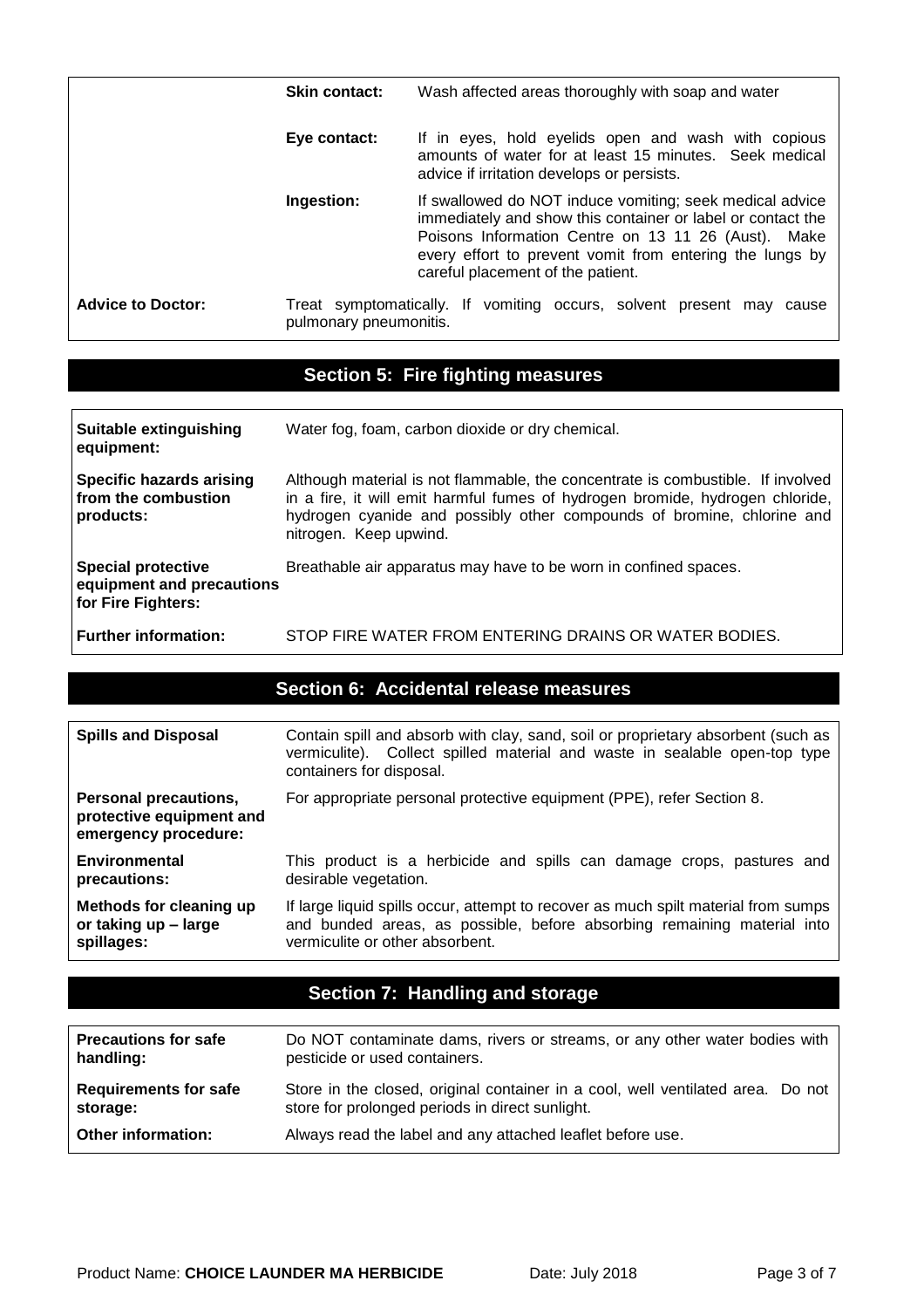| | | |
|---|---|---|
| | **Skin contact:** | Wash affected areas thoroughly with soap and water |
| | **Eye contact:** | If in eyes, hold eyelids open and wash with copious amounts of water for at least 15 minutes. Seek medical advice if irritation develops or persists. |
| | **Ingestion:** | If swallowed do NOT induce vomiting; seek medical advice immediately and show this container or label or contact the Poisons Information Centre on 13 11 26 (Aust). Make every effort to prevent vomit from entering the lungs by careful placement of the patient. |
| **Advice to Doctor:** | Treat symptomatically. If vomiting occurs, solvent present may cause pulmonary pneumonitis. | |

## Section 5: Fire fighting measures

| | |
|---|---|
| **Suitable extinguishing equipment:** | Water fog, foam, carbon dioxide or dry chemical. |
| **Specific hazards arising from the combustion products:** | Although material is not flammable, the concentrate is combustible. If involved in a fire, it will emit harmful fumes of hydrogen bromide, hydrogen chloride, hydrogen cyanide and possibly other compounds of bromine, chlorine and nitrogen. Keep upwind. |
| **Special protective equipment and precautions for Fire Fighters:** | Breathable air apparatus may have to be worn in confined spaces. |
| **Further information:** | STOP FIRE WATER FROM ENTERING DRAINS OR WATER BODIES. |

## Section 6: Accidental release measures

| | |
|---|---|
| **Spills and Disposal** | Contain spill and absorb with clay, sand, soil or proprietary absorbent (such as vermiculite). Collect spilled material and waste in sealable open-top type containers for disposal. |
| **Personal precautions, protective equipment and emergency procedure:** | For appropriate personal protective equipment (PPE), refer Section 8. |
| **Environmental precautions:** | This product is a herbicide and spills can damage crops, pastures and desirable vegetation. |
| **Methods for cleaning up or taking up – large spillages:** | If large liquid spills occur, attempt to recover as much spilt material from sumps and bunded areas, as possible, before absorbing remaining material into vermiculite or other absorbent. |

## Section 7: Handling and storage

| | |
|---|---|
| **Precautions for safe handling:** | Do NOT contaminate dams, rivers or streams, or any other water bodies with pesticide or used containers. |
| **Requirements for safe storage:** | Store in the closed, original container in a cool, well ventilated area. Do not store for prolonged periods in direct sunlight. |
| **Other information:** | Always read the label and any attached leaflet before use. |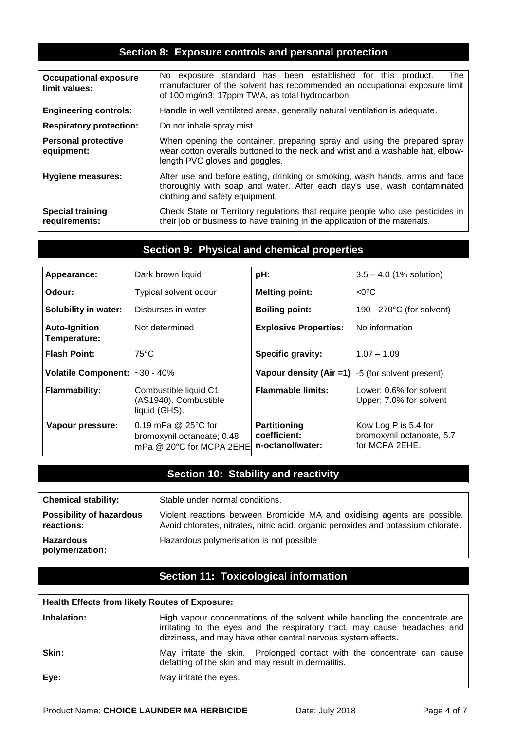## Section 8: Exposure controls and personal protection

| | |
|---|---|
| **Occupational exposure limit values:** | No exposure standard has been established for this product. The manufacturer of the solvent has recommended an occupational exposure limit of 100 mg/m3; 17ppm TWA, as total hydrocarbon. |
| **Engineering controls:** | Handle in well ventilated areas, generally natural ventilation is adequate. |
| **Respiratory protection:** | Do not inhale spray mist. |
| **Personal protective equipment:** | When opening the container, preparing spray and using the prepared spray wear cotton overalls buttoned to the neck and wrist and a washable hat, elbow-length PVC gloves and goggles. |
| **Hygiene measures:** | After use and before eating, drinking or smoking, wash hands, arms and face thoroughly with soap and water. After each day's use, wash contaminated clothing and safety equipment. |
| **Special training requirements:** | Check State or Territory regulations that require people who use pesticides in their job or business to have training in the application of the materials. |

## Section 9: Physical and chemical properties

| | | | |
|---|---|---|---|
| **Appearance:** | Dark brown liquid | **pH:** | 3.5 – 4.0 (1% solution) |
| **Odour:** | Typical solvent odour | **Melting point:** | <0°C |
| **Solubility in water:** | Disburses in water | **Boiling point:** | 190 - 270°C (for solvent) |
| **Auto-Ignition Temperature:** | Not determined | **Explosive Properties:** | No information |
| **Flash Point:** | 75°C | **Specific gravity:** | 1.07 – 1.09 |
| **Volatile Component:** | ~30 - 40% | **Vapour density (Air =1)** | -5 (for solvent present) |
| **Flammability:** | Combustible liquid C1 (AS1940). Combustible liquid (GHS). | **Flammable limits:** | Lower: 0.6% for solvent Upper: 7.0% for solvent |
| **Vapour pressure:** | 0.19 mPa @ 25°C for bromoxynil octanoate; 0.48 mPa @ 20°C for MCPA 2EHE | **Partitioning coefficient: n-octanol/water:** | Kow Log P is 5.4 for bromoxynil octanoate, 5.7 for MCPA 2EHE. |

## Section 10: Stability and reactivity

| | |
|---|---|
| **Chemical stability:** | Stable under normal conditions. |
| **Possibility of hazardous reactions:** | Violent reactions between Bromicide MA and oxidising agents are possible. Avoid chlorates, nitrates, nitric acid, organic peroxides and potassium chlorate. |
| **Hazardous polymerization:** | Hazardous polymerisation is not possible |

## Section 11: Toxicological information

**Health Effects from likely Routes of Exposure:**

| | |
|---|---|
| **Inhalation:** | High vapour concentrations of the solvent while handling the concentrate are irritating to the eyes and the respiratory tract, may cause headaches and dizziness, and may have other central nervous system effects. |
| **Skin:** | May irritate the skin. Prolonged contact with the concentrate can cause defatting of the skin and may result in dermatitis. |
| **Eye:** | May irritate the eyes. |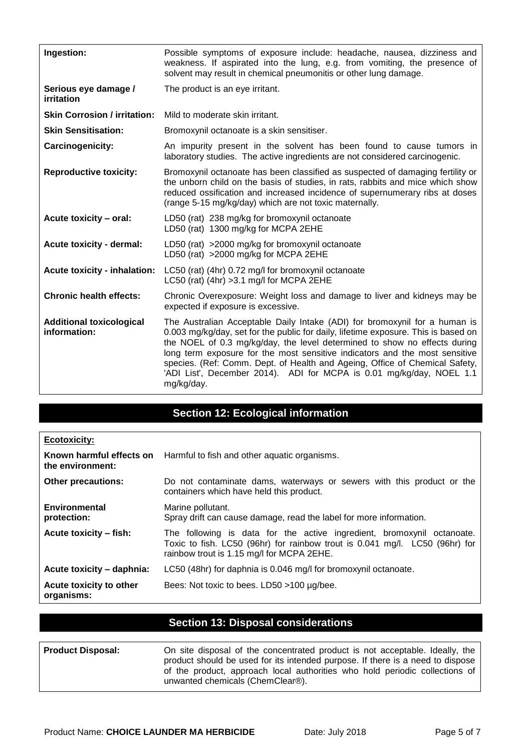| | |
|---|---|
| **Ingestion:** | Possible symptoms of exposure include: headache, nausea, dizziness and weakness. If aspirated into the lung, e.g. from vomiting, the presence of solvent may result in chemical pneumonitis or other lung damage. |
| **Serious eye damage / irritation** | The product is an eye irritant. |
| **Skin Corrosion / irritation:** | Mild to moderate skin irritant. |
| **Skin Sensitisation:** | Bromoxynil octanoate is a skin sensitiser. |
| **Carcinogenicity:** | An impurity present in the solvent has been found to cause tumors in laboratory studies. The active ingredients are not considered carcinogenic. |
| **Reproductive toxicity:** | Bromoxynil octanoate has been classified as suspected of damaging fertility or the unborn child on the basis of studies, in rats, rabbits and mice which show reduced ossification and increased incidence of supernumerary ribs at doses (range 5-15 mg/kg/day) which are not toxic maternally. |
| **Acute toxicity – oral:** | LD50 (rat) 238 mg/kg for bromoxynil octanoate<br>LD50 (rat) 1300 mg/kg for MCPA 2EHE |
| **Acute toxicity - dermal:** | LD50 (rat) >2000 mg/kg for bromoxynil octanoate<br>LD50 (rat) >2000 mg/kg for MCPA 2EHE |
| **Acute toxicity - inhalation:** | LC50 (rat) (4hr) 0.72 mg/l for bromoxynil octanoate<br>LC50 (rat) (4hr) >3.1 mg/l for MCPA 2EHE |
| **Chronic health effects:** | Chronic Overexposure: Weight loss and damage to liver and kidneys may be expected if exposure is excessive. |
| **Additional toxicological information:** | The Australian Acceptable Daily Intake (ADI) for bromoxynil for a human is 0.003 mg/kg/day, set for the public for daily, lifetime exposure. This is based on the NOEL of 0.3 mg/kg/day, the level determined to show no effects during long term exposure for the most sensitive indicators and the most sensitive species. (Ref: Comm. Dept. of Health and Ageing, Office of Chemical Safety, 'ADI List', December 2014). ADI for MCPA is 0.01 mg/kg/day, NOEL 1.1 mg/kg/day. |

## Section 12: Ecological information

| **Ecotoxicity:** | |
|---|---|
| **Known harmful effects on the environment:** | Harmful to fish and other aquatic organisms. |
| **Other precautions:** | Do not contaminate dams, waterways or sewers with this product or the containers which have held this product. |
| **Environmental protection:** | Marine pollutant.<br>Spray drift can cause damage, read the label for more information. |
| **Acute toxicity – fish:** | The following is data for the active ingredient, bromoxynil octanoate. Toxic to fish. LC50 (96hr) for rainbow trout is 0.041 mg/l. LC50 (96hr) for rainbow trout is 1.15 mg/l for MCPA 2EHE. |
| **Acute toxicity – daphnia:** | LC50 (48hr) for daphnia is 0.046 mg/l for bromoxynil octanoate. |
| **Acute toxicity to other organisms:** | Bees: Not toxic to bees. LD50 >100 µg/bee. |

## Section 13: Disposal considerations

| | |
|---|---|
| **Product Disposal:** | On site disposal of the concentrated product is not acceptable. Ideally, the product should be used for its intended purpose. If there is a need to dispose of the product, approach local authorities who hold periodic collections of unwanted chemicals (ChemClear®). |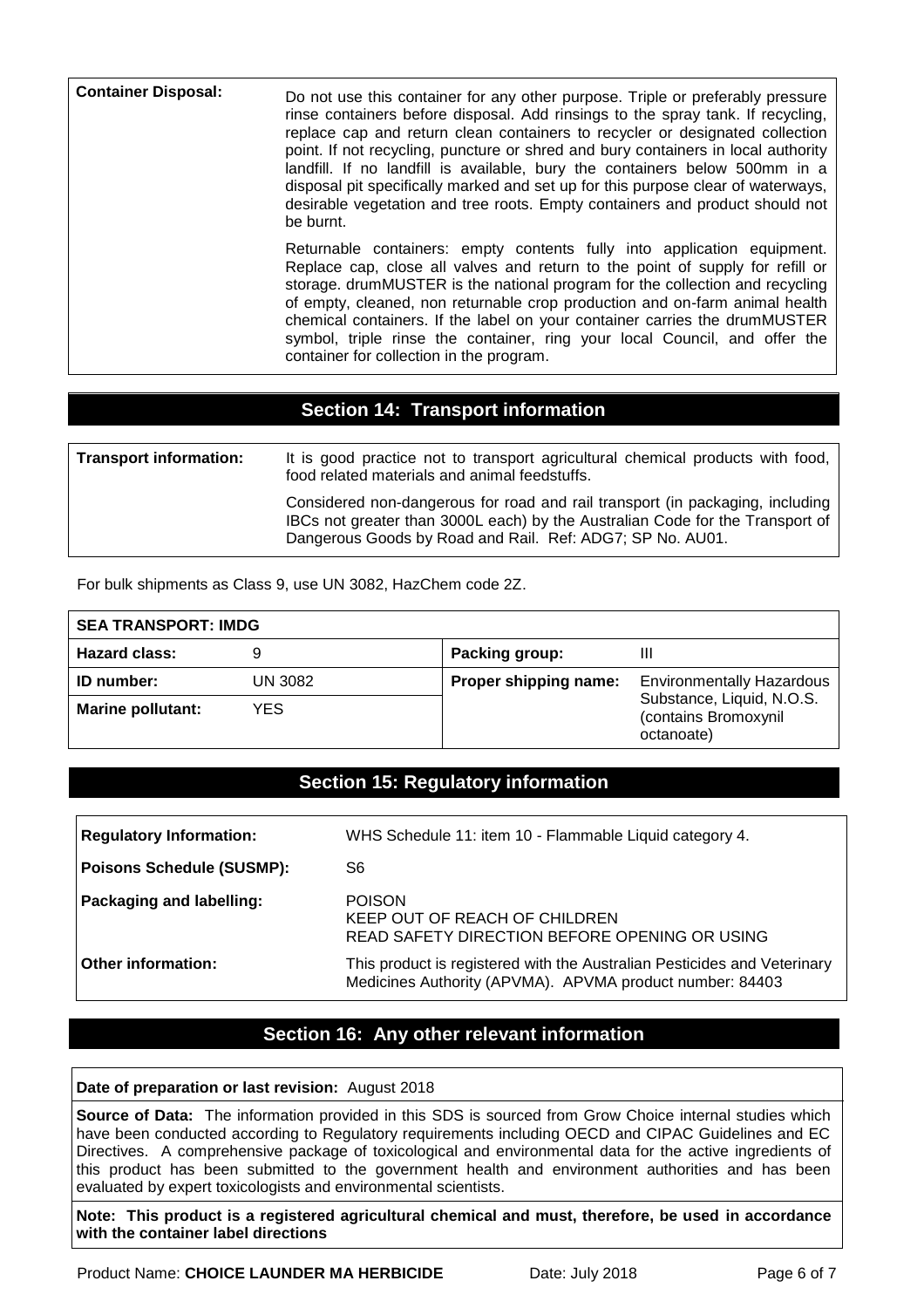| | |
|---|---|
| **Container Disposal:** | Do not use this container for any other purpose. Triple or preferably pressure rinse containers before disposal. Add rinsings to the spray tank. If recycling, replace cap and return clean containers to recycler or designated collection point. If not recycling, puncture or shred and bury containers in local authority landfill. If no landfill is available, bury the containers below 500mm in a disposal pit specifically marked and set up for this purpose clear of waterways, desirable vegetation and tree roots. Empty containers and product should not be burnt.<br><br>Returnable containers: empty contents fully into application equipment. Replace cap, close all valves and return to the point of supply for refill or storage. drumMUSTER is the national program for the collection and recycling of empty, cleaned, non returnable crop production and on-farm animal health chemical containers. If the label on your container carries the drumMUSTER symbol, triple rinse the container, ring your local Council, and offer the container for collection in the program. |

## Section 14: Transport information

| | |
|---|---|
| **Transport information:** | It is good practice not to transport agricultural chemical products with food, food related materials and animal feedstuffs.<br><br>Considered non-dangerous for road and rail transport (in packaging, including IBCs not greater than 3000L each) by the Australian Code for the Transport of Dangerous Goods by Road and Rail. Ref: ADG7; SP No. AU01. |

For bulk shipments as Class 9, use UN 3082, HazChem code 2Z.

| **SEA TRANSPORT: IMDG** | | | |
|---|---|---|---|
| **Hazard class:** | 9 | **Packing group:** | III |
| **ID number:** | UN 3082 | **Proper shipping name:** | Environmentally Hazardous Substance, Liquid, N.O.S. (contains Bromoxynil octanoate) |
| **Marine pollutant:** | YES | | |

## Section 15: Regulatory information

| | |
|---|---|
| **Regulatory Information:** | WHS Schedule 11: item 10 - Flammable Liquid category 4. |
| **Poisons Schedule (SUSMP):** | S6 |
| **Packaging and labelling:** | POISON<br>KEEP OUT OF REACH OF CHILDREN<br>READ SAFETY DIRECTION BEFORE OPENING OR USING |
| **Other information:** | This product is registered with the Australian Pesticides and Veterinary Medicines Authority (APVMA). APVMA product number: 84403 |

## Section 16: Any other relevant information

**Date of preparation or last revision:** August 2018

**Source of Data:** The information provided in this SDS is sourced from Grow Choice internal studies which have been conducted according to Regulatory requirements including OECD and CIPAC Guidelines and EC Directives. A comprehensive package of toxicological and environmental data for the active ingredients of this product has been submitted to the government health and environment authorities and has been evaluated by expert toxicologists and environmental scientists.

**Note: This product is a registered agricultural chemical and must, therefore, be used in accordance with the container label directions**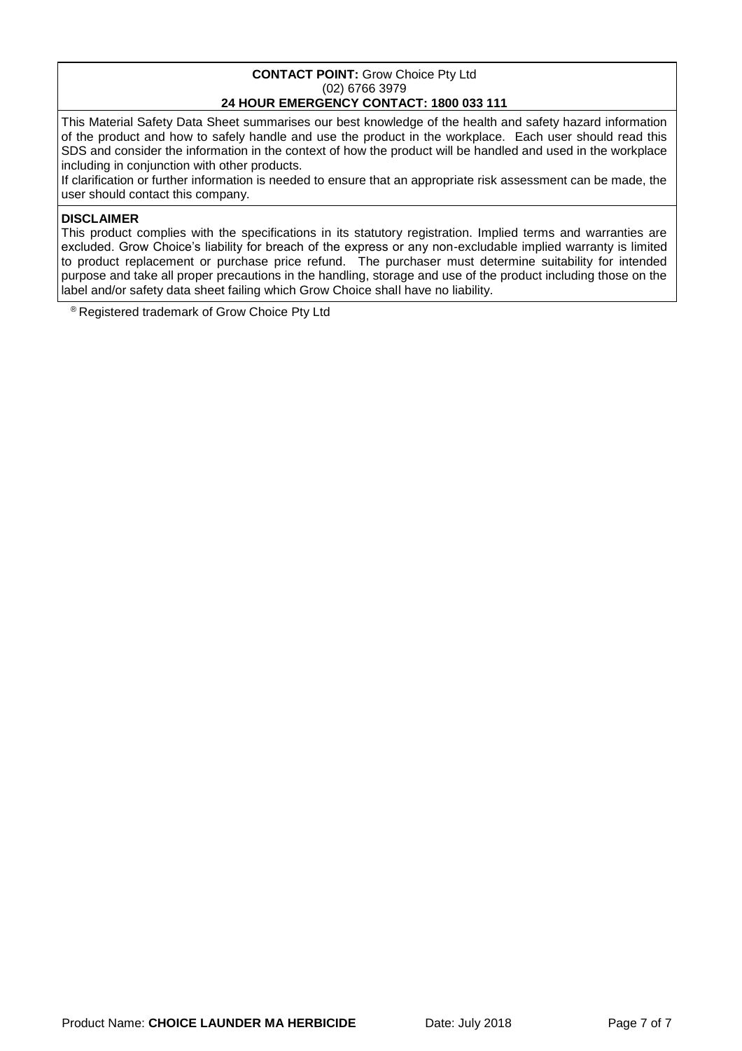**CONTACT POINT:** Grow Choice Pty Ltd
(02) 6766 3979
**24 HOUR EMERGENCY CONTACT: 1800 033 111**

This Material Safety Data Sheet summarises our best knowledge of the health and safety hazard information of the product and how to safely handle and use the product in the workplace. Each user should read this SDS and consider the information in the context of how the product will be handled and used in the workplace including in conjunction with other products.
If clarification or further information is needed to ensure that an appropriate risk assessment can be made, the user should contact this company.

**DISCLAIMER**
This product complies with the specifications in its statutory registration. Implied terms and warranties are excluded. Grow Choice's liability for breach of the express or any non-excludable implied warranty is limited to product replacement or purchase price refund. The purchaser must determine suitability for intended purpose and take all proper precautions in the handling, storage and use of the product including those on the label and/or safety data sheet failing which Grow Choice shall have no liability.

® Registered trademark of Grow Choice Pty Ltd